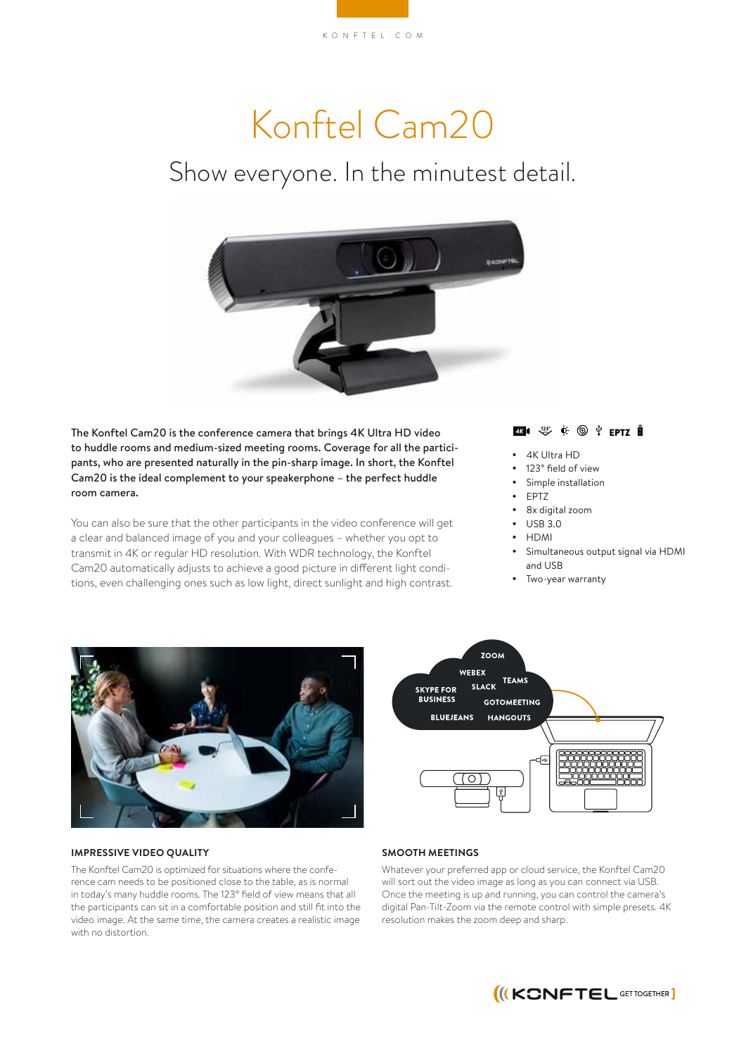# Konftel Cam20

## Show everyone. In the minutest detail.

**The Konftel Cam20 is the conference camera that brings 4K Ultra HD video to huddle rooms and medium-sized meeting rooms. Coverage for all the participants, who are presented naturally in the pin-sharp image. In short, the Konftel Cam20 is the ideal complement to your speakerphone – the perfect huddle room camera.**

You can also be sure that the other participants in the video conference will get a clear and balanced image of you and your colleagues – whether you opt to transmit in 4K or regular HD resolution. With WDR technology, the Konftel Cam20 automatically adjusts to achieve a good picture in different light conditions, even challenging ones such as low light, direct sunlight and high contrast.

- 4K Ultra HD
- 123° field of view
- Simple installation
- EPTZ
- 8x digital zoom
- USB 3.0
- HDMI
- Simultaneous output signal via HDMI and USB
- Two-year warranty

ZOOM
WEBEX
TEAMS
SKYPE FOR BUSINESS
SLACK
GOTOMEETING
BLUEJEANS
HANGOUTS

### IMPRESSIVE VIDEO QUALITY

The Konftel Cam20 is optimized for situations where the conference cam needs to be positioned close to the table, as is normal in today's many huddle rooms. The 123° field of view means that all the participants can sit in a comfortable position and still fit into the video image. At the same time, the camera creates a realistic image with no distortion.

### SMOOTH MEETINGS

Whatever your preferred app or cloud service, the Konftel Cam20 will sort out the video image as long as you can connect via USB. Once the meeting is up and running, you can control the camera's digital Pan-Tilt-Zoom via the remote control with simple presets. 4K resolution makes the zoom deep and sharp.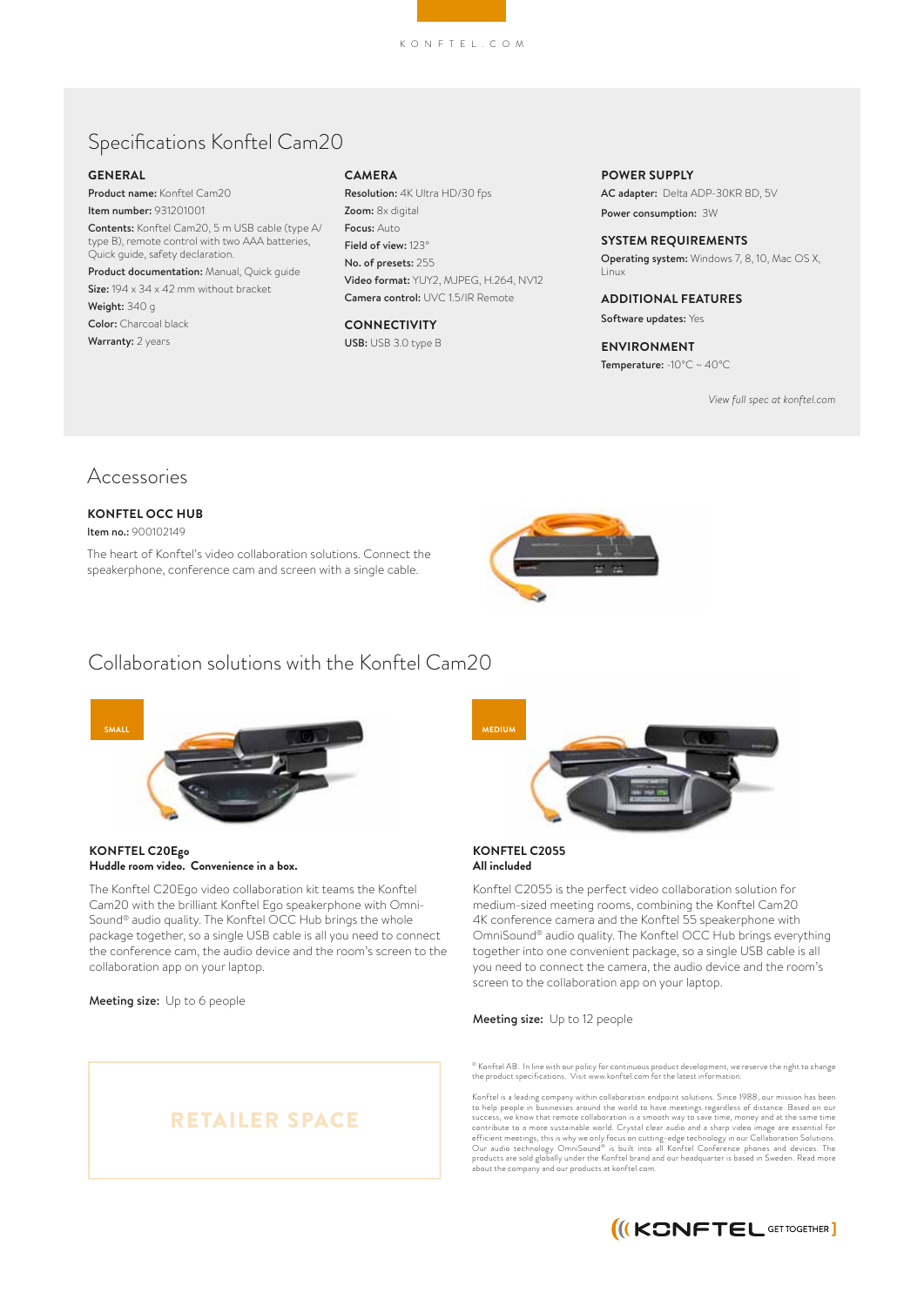# Specifications Konftel Cam20

### GENERAL

**Product name:** Konftel Cam20

**Item number:** 931201001

**Contents:** Konftel Cam20, 5 m USB cable (type A/ type B), remote control with two AAA batteries, Quick guide, safety declaration.

**Product documentation:** Manual, Quick guide

**Size:** 194 x 34 x 42 mm without bracket

**Weight:** 340 g

**Color:** Charcoal black

**Warranty:** 2 years

### CAMERA

**Resolution:** 4K Ultra HD/30 fps

**Zoom:** 8x digital

**Focus:** Auto

**Field of view:** 123°

**No. of presets:** 255

**Video format:** YUY2, MJPEG, H.264, NV12

**Camera control:** UVC 1.5/IR Remote

### CONNECTIVITY

**USB:** USB 3.0 type B

### POWER SUPPLY

**AC adapter:** Delta ADP-30KR BD, 5V

**Power consumption:** 3W

### SYSTEM REQUIREMENTS

**Operating system:** Windows 7, 8, 10, Mac OS X, Linux

### ADDITIONAL FEATURES

**Software updates:** Yes

### ENVIRONMENT

**Temperature:** -10°C ~ 40°C

*View full spec at konftel.com*

# Accessories

### KONFTEL OCC HUB

**Item no.:** 900102149

The heart of Konftel's video collaboration solutions. Connect the speakerphone, conference cam and screen with a single cable.

# Collaboration solutions with the Konftel Cam20

SMALL

### KONFTEL C20Ego
**Huddle room video. Convenience in a box.**

The Konftel C20Ego video collaboration kit teams the Konftel Cam20 with the brilliant Konftel Ego speakerphone with Omni-Sound® audio quality. The Konftel OCC Hub brings the whole package together, so a single USB cable is all you need to connect the conference cam, the audio device and the room's screen to the collaboration app on your laptop.

**Meeting size:** Up to 6 people

MEDIUM

### KONFTEL C2055
**All included**

Konftel C2055 is the perfect video collaboration solution for medium-sized meeting rooms, combining the Konftel Cam20 4K conference camera and the Konftel 55 speakerphone with OmniSound® audio quality. The Konftel OCC Hub brings everything together into one convenient package, so a single USB cable is all you need to connect the camera, the audio device and the room's screen to the collaboration app on your laptop.

**Meeting size:** Up to 12 people

RETAILER SPACE

© Konftel AB. In line with our policy for continuous product development, we reserve the right to change the product specifications. Visit www.konftel.com for the latest information.

Konftel is a leading company within collaboration endpoint solutions. Since 1988, our mission has been to help people in businesses around the world to have meetings regardless of distance. Based on our success, we know that remote collaboration is a smooth way to save time, money and at the same time contribute to a more sustainable world. Crystal clear audio and a sharp video image are essential for efficient meetings, this is why we only focus on cutting-edge technology in our Collaboration Solutions. Our audio technology OmniSound® is built into all Konftel Conference phones and devices. The products are sold globally under the Konftel brand and our headquarter is based in Sweden. Read more about the company and our products at konftel.com.

KONFTEL GET TOGETHER